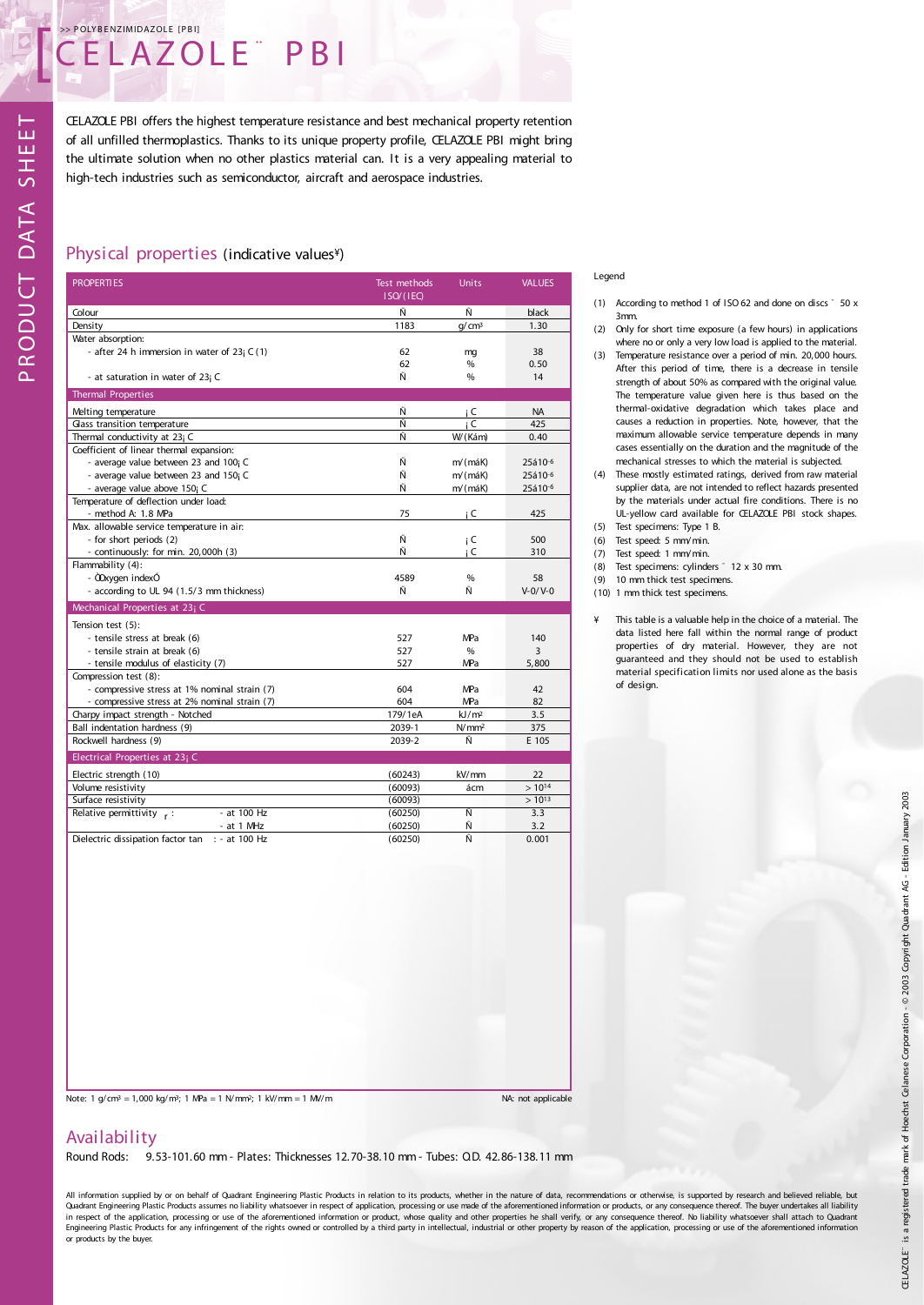>> POLYBENZIMIDAZOLE [PBI]

# CELAZOLE® PBI

PRODUCT DATA SHEET

CELAZOLE PBI offers the highest temperature resistance and best mechanical property retention of all unfilled thermoplastics. Thanks to its unique property profile, CELAZOLE PBI might bring the ultimate solution when no other plastics material can. It is a very appealing material to high-tech industries such as semiconductor, aircraft and aerospace industries.

## Physical properties (indicative values¥)

| PROPERTIES | Test methods ISO/(IEC) | Units | VALUES |
|---|---|---|---|
| Colour | Ñ | Ñ | black |
| Density | 1183 | g/cm³ | 1.30 |
| Water absorption: | | | |
| - after 24 h immersion in water of 23¡ C (1) | 62 | mg | 38 |
| | 62 | % | 0.50 |
| - at saturation in water of 23¡ C | Ñ | % | 14 |
| **Thermal Properties** | | | |
| Melting temperature | Ñ | ¡ C | NA |
| Glass transition temperature | Ñ | ¡ C | 425 |
| Thermal conductivity at 23¡ C | Ñ | W/(Kám) | 0.40 |
| Coefficient of linear thermal expansion: | | | |
| - average value between 23 and 100¡ C | Ñ | m/(máK) | 25á10⁻⁶ |
| - average value between 23 and 150¡ C | Ñ | m/(máK) | 25á10⁻⁶ |
| - average value above 150¡ C | Ñ | m/(máK) | 25á10⁻⁶ |
| Temperature of deflection under load: | | | |
| - method A: 1.8 MPa | 75 | ¡ C | 425 |
| Max. allowable service temperature in air: | | | |
| - for short periods (2) | Ñ | ¡ C | 500 |
| - continuously: for min. 20,000h (3) | Ñ | ¡ C | 310 |
| Flammability (4): | | | |
| - ÒOxygen indexÓ | 4589 | % | 58 |
| - according to UL 94 (1.5/3 mm thickness) | Ñ | Ñ | V-0/V-0 |
| **Mechanical Properties at 23¡ C** | | | |
| Tension test (5): | | | |
| - tensile stress at break (6) | 527 | MPa | 140 |
| - tensile strain at break (6) | 527 | % | 3 |
| - tensile modulus of elasticity (7) | 527 | MPa | 5,800 |
| Compression test (8): | | | |
| - compressive stress at 1% nominal strain (7) | 604 | MPa | 42 |
| - compressive stress at 2% nominal strain (7) | 604 | MPa | 82 |
| Charpy impact strength - Notched | 179/1eA | kJ/m² | 3.5 |
| Ball indentation hardness (9) | 2039-1 | N/mm² | 375 |
| Rockwell hardness (9) | 2039-2 | Ñ | E 105 |
| **Electrical Properties at 23¡ C** | | | |
| Electric strength (10) | (60243) | kV/mm | 22 |
| Volume resistivity | (60093) | ácm | > $10^{14}$ |
| Surface resistivity | (60093) | | > $10^{13}$ |
| Relative permittivity $\varepsilon_r$: - at 100 Hz | (60250) | Ñ | 3.3 |
| - at 1 MHz | (60250) | Ñ | 3.2 |
| Dielectric dissipation factor tan δ: - at 100 Hz | (60250) | Ñ | 0.001 |

Note: 1 g/cm³ = 1,000 kg/m³; 1 MPa = 1 N/mm²; 1 kV/mm = 1 MV/m

NA: not applicable

### Legend

(1) According to method 1 of ISO 62 and done on discs ˘ 50 x 3mm.

(2) Only for short time exposure (a few hours) in applications where no or only a very low load is applied to the material.

(3) Temperature resistance over a period of min. 20,000 hours. After this period of time, there is a decrease in tensile strength of about 50% as compared with the original value. The temperature value given here is thus based on the thermal-oxidative degradation which takes place and causes a reduction in properties. Note, however, that the maximum allowable service temperature depends in many cases essentially on the duration and the magnitude of the mechanical stresses to which the material is subjected.

(4) These mostly estimated ratings, derived from raw material supplier data, are not intended to reflect hazards presented by the materials under actual fire conditions. There is no UL-yellow card available for CELAZOLE PBI stock shapes.

(5) Test specimens: Type 1 B.

(6) Test speed: 5 mm/min.

(7) Test speed: 1 mm/min.

(8) Test specimens: cylinders ˘ 12 x 30 mm.

(9) 10 mm thick test specimens.

(10) 1 mm thick test specimens.

¥ This table is a valuable help in the choice of a material. The data listed here fall within the normal range of product properties of dry material. However, they are not guaranteed and they should not be used to establish material specification limits nor used alone as the basis of design.

## Availability

Round Rods: 9.53-101.60 mm - Plates: Thicknesses 12.70-38.10 mm - Tubes: O.D. 42.86-138.11 mm

All information supplied by or on behalf of Quadrant Engineering Plastic Products in relation to its products, whether in the nature of data, recommendations or otherwise, is supported by research and believed reliable, but Quadrant Engineering Plastic Products assumes no liability whatsoever in respect of application, processing or use made of the aforementioned information or products, or any consequence thereof. The buyer undertakes all liability in respect of the application, processing or use of the aforementioned information or product, whose quality and other properties he shall verify, or any consequence thereof. No liability whatsoever shall attach to Quadrant Engineering Plastic Products for any infringement of the rights owned or controlled by a third party in intellectual, industrial or other property by reason of the application, processing or use of the aforementioned information or products by the buyer.

CELAZOLE® is a registered trade mark of Hoechst Celanese Corporation - © 2003 Copyright Quadrant AG - Edition January 2003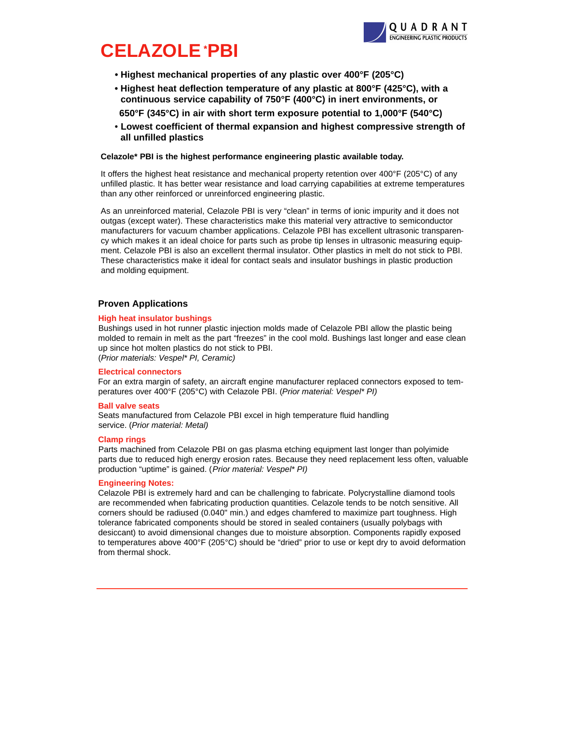# CELAZOLE*PBI

- **Highest mechanical properties of any plastic over 400°F (205°C)**
- **Highest heat deflection temperature of any plastic at 800°F (425°C), with a continuous service capability of 750°F (400°C) in inert environments, or 650°F (345°C) in air with short term exposure potential to 1,000°F (540°C)**
- **Lowest coefficient of thermal expansion and highest compressive strength of all unfilled plastics**

**Celazole* PBI is the highest performance engineering plastic available today.**

It offers the highest heat resistance and mechanical property retention over 400°F (205°C) of any unfilled plastic. It has better wear resistance and load carrying capabilities at extreme temperatures than any other reinforced or unreinforced engineering plastic.

As an unreinforced material, Celazole PBI is very "clean" in terms of ionic impurity and it does not outgas (except water). These characteristics make this material very attractive to semiconductor manufacturers for vacuum chamber applications. Celazole PBI has excellent ultrasonic transparency which makes it an ideal choice for parts such as probe tip lenses in ultrasonic measuring equipment. Celazole PBI is also an excellent thermal insulator. Other plastics in melt do not stick to PBI. These characteristics make it ideal for contact seals and insulator bushings in plastic production and molding equipment.

## Proven Applications

### High heat insulator bushings

Bushings used in hot runner plastic injection molds made of Celazole PBI allow the plastic being molded to remain in melt as the part "freezes" in the cool mold. Bushings last longer and ease clean up since hot molten plastics do not stick to PBI.
(*Prior materials: Vespel* PI, Ceramic)*

### Electrical connectors

For an extra margin of safety, an aircraft engine manufacturer replaced connectors exposed to temperatures over 400°F (205°C) with Celazole PBI. (*Prior material: Vespel* PI)*

### Ball valve seats

Seats manufactured from Celazole PBI excel in high temperature fluid handling service. (*Prior material: Metal)*

### Clamp rings

Parts machined from Celazole PBI on gas plasma etching equipment last longer than polyimide parts due to reduced high energy erosion rates. Because they need replacement less often, valuable production "uptime" is gained. (*Prior material: Vespel* PI)*

### Engineering Notes:

Celazole PBI is extremely hard and can be challenging to fabricate. Polycrystalline diamond tools are recommended when fabricating production quantities. Celazole tends to be notch sensitive. All corners should be radiused (0.040" min.) and edges chamfered to maximize part toughness. High tolerance fabricated components should be stored in sealed containers (usually polybags with desiccant) to avoid dimensional changes due to moisture absorption. Components rapidly exposed to temperatures above 400°F (205°C) should be "dried" prior to use or kept dry to avoid deformation from thermal shock.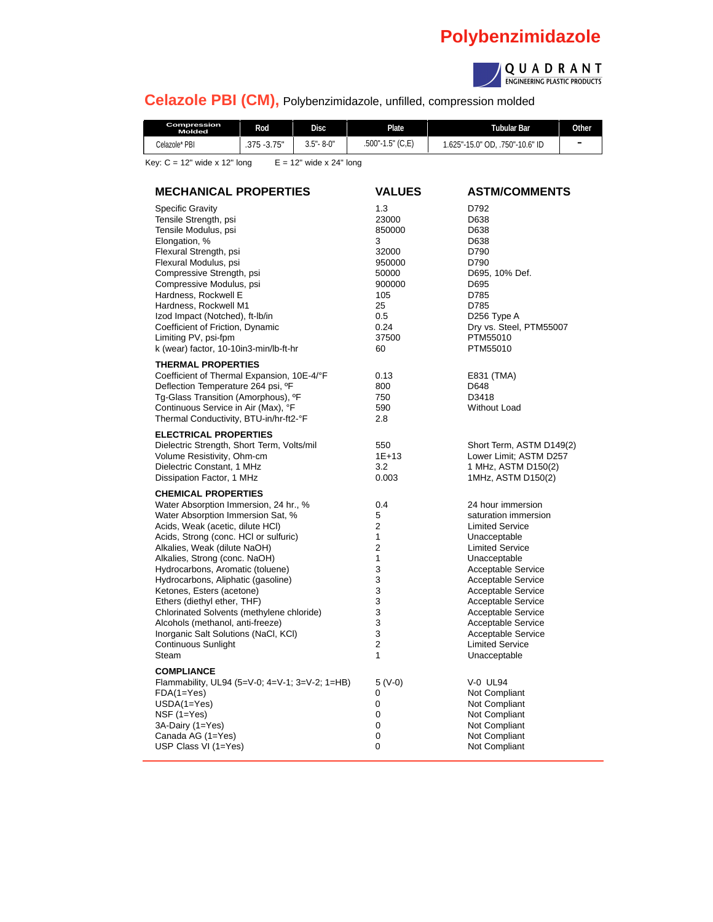# Polybenzimidazole

QUADRANT ENGINEERING PLASTIC PRODUCTS

## Celazole PBI (CM), Polybenzimidazole, unfilled, compression molded

| Compression Molded | Rod | Disc | Plate | Tubular Bar | Other |
|---|---|---|---|---|---|
| Celazole* PBI | .375 -3.75" | 3.5"- 8-0" | .500"-1.5" (C,E) | 1.625"-15.0" OD, .750"-10.6" ID | - |

Key: C = 12" wide x 12" long E = 12" wide x 24" long

| MECHANICAL PROPERTIES | VALUES | ASTM/COMMENTS |
|---|---|---|
| Specific Gravity | 1.3 | D792 |
| Tensile Strength, psi | 23000 | D638 |
| Tensile Modulus, psi | 850000 | D638 |
| Elongation, % | 3 | D638 |
| Flexural Strength, psi | 32000 | D790 |
| Flexural Modulus, psi | 950000 | D790 |
| Compressive Strength, psi | 50000 | D695, 10% Def. |
| Compressive Modulus, psi | 900000 | D695 |
| Hardness, Rockwell E | 105 | D785 |
| Hardness, Rockwell M1 | 25 | D785 |
| Izod Impact (Notched), ft-lb/in | 0.5 | D256 Type A |
| Coefficient of Friction, Dynamic | 0.24 | Dry vs. Steel, PTM55007 |
| Limiting PV, psi-fpm | 37500 | PTM55010 |
| k (wear) factor, 10-10in3-min/lb-ft-hr | 60 | PTM55010 |
| **THERMAL PROPERTIES** | | |
| Coefficient of Thermal Expansion, 10E-4/°F | 0.13 | E831 (TMA) |
| Deflection Temperature 264 psi, ºF | 800 | D648 |
| Tg-Glass Transition (Amorphous), ºF | 750 | D3418 |
| Continuous Service in Air (Max), °F | 590 | Without Load |
| Thermal Conductivity, BTU-in/hr-ft2-°F | 2.8 | |
| **ELECTRICAL PROPERTIES** | | |
| Dielectric Strength, Short Term, Volts/mil | 550 | Short Term, ASTM D149(2) |
| Volume Resistivity, Ohm-cm | 1E+13 | Lower Limit; ASTM D257 |
| Dielectric Constant, 1 MHz | 3.2 | 1 MHz, ASTM D150(2) |
| Dissipation Factor, 1 MHz | 0.003 | 1MHz, ASTM D150(2) |
| **CHEMICAL PROPERTIES** | | |
| Water Absorption Immersion, 24 hr., % | 0.4 | 24 hour immersion |
| Water Absorption Immersion Sat, % | 5 | saturation immersion |
| Acids, Weak (acetic, dilute HCl) | 2 | Limited Service |
| Acids, Strong (conc. HCl or sulfuric) | 1 | Unacceptable |
| Alkalies, Weak (dilute NaOH) | 2 | Limited Service |
| Alkalies, Strong (conc. NaOH) | 1 | Unacceptable |
| Hydrocarbons, Aromatic (toluene) | 3 | Acceptable Service |
| Hydrocarbons, Aliphatic (gasoline) | 3 | Acceptable Service |
| Ketones, Esters (acetone) | 3 | Acceptable Service |
| Ethers (diethyl ether, THF) | 3 | Acceptable Service |
| Chlorinated Solvents (methylene chloride) | 3 | Acceptable Service |
| Alcohols (methanol, anti-freeze) | 3 | Acceptable Service |
| Inorganic Salt Solutions (NaCl, KCl) | 3 | Acceptable Service |
| Continuous Sunlight | 2 | Limited Service |
| Steam | 1 | Unacceptable |
| **COMPLIANCE** | | |
| Flammability, UL94 (5=V-0; 4=V-1; 3=V-2; 1=HB) | 5 (V-0) | V-0 UL94 |
| FDA(1=Yes) | 0 | Not Compliant |
| USDA(1=Yes) | 0 | Not Compliant |
| NSF (1=Yes) | 0 | Not Compliant |
| 3A-Dairy (1=Yes) | 0 | Not Compliant |
| Canada AG (1=Yes) | 0 | Not Compliant |
| USP Class VI (1=Yes) | 0 | Not Compliant |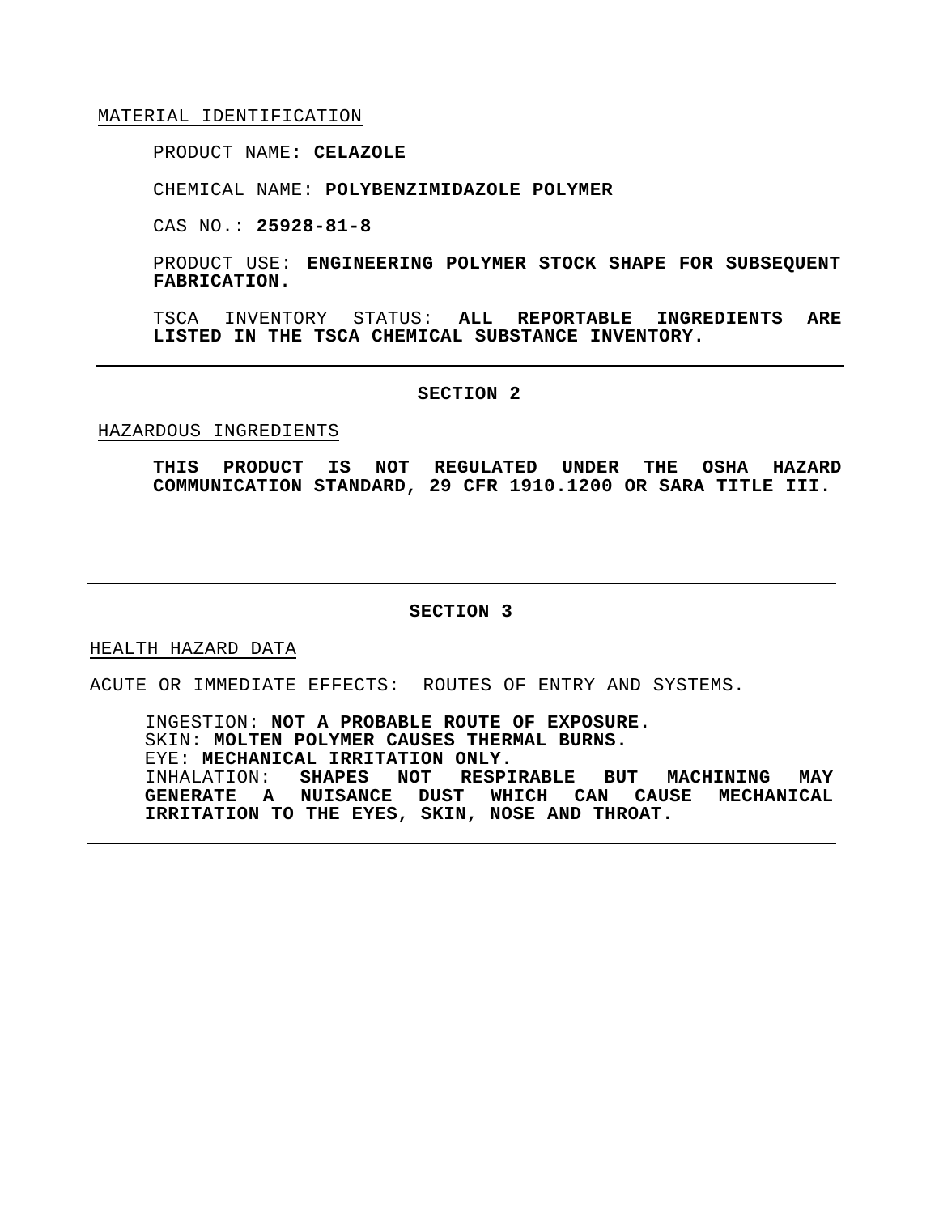MATERIAL IDENTIFICATION

PRODUCT NAME: **CELAZOLE**

CHEMICAL NAME: **POLYBENZIMIDAZOLE POLYMER**

CAS NO.: **25928-81-8**

PRODUCT USE: **ENGINEERING POLYMER STOCK SHAPE FOR SUBSEQUENT FABRICATION.**

TSCA INVENTORY STATUS: **ALL REPORTABLE INGREDIENTS ARE LISTED IN THE TSCA CHEMICAL SUBSTANCE INVENTORY.**

---

## SECTION 2

HAZARDOUS INGREDIENTS

**THIS PRODUCT IS NOT REGULATED UNDER THE OSHA HAZARD COMMUNICATION STANDARD, 29 CFR 1910.1200 OR SARA TITLE III.**

---

## SECTION 3

HEALTH HAZARD DATA

ACUTE OR IMMEDIATE EFFECTS: ROUTES OF ENTRY AND SYSTEMS.

INGESTION: **NOT A PROBABLE ROUTE OF EXPOSURE.**
SKIN: **MOLTEN POLYMER CAUSES THERMAL BURNS.**
EYE: **MECHANICAL IRRITATION ONLY.**
INHALATION: **SHAPES NOT RESPIRABLE BUT MACHINING MAY GENERATE A NUISANCE DUST WHICH CAN CAUSE MECHANICAL IRRITATION TO THE EYES, SKIN, NOSE AND THROAT.**

---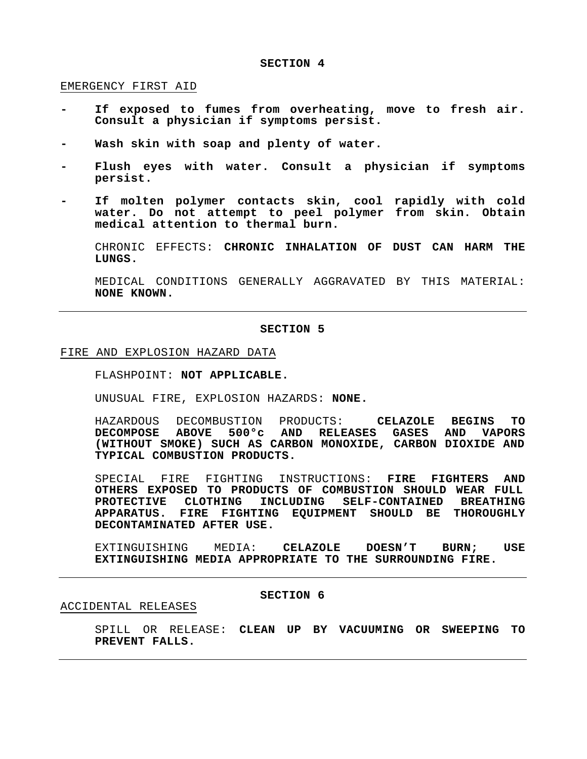## SECTION 4

EMERGENCY FIRST AID

- **If exposed to fumes from overheating, move to fresh air. Consult a physician if symptoms persist.**
- **Wash skin with soap and plenty of water.**
- **Flush eyes with water. Consult a physician if symptoms persist.**
- **If molten polymer contacts skin, cool rapidly with cold water. Do not attempt to peel polymer from skin. Obtain medical attention to thermal burn.**

CHRONIC EFFECTS: **CHRONIC INHALATION OF DUST CAN HARM THE LUNGS.**

MEDICAL CONDITIONS GENERALLY AGGRAVATED BY THIS MATERIAL: **NONE KNOWN.**

---

## SECTION 5

FIRE AND EXPLOSION HAZARD DATA

FLASHPOINT: **NOT APPLICABLE.**

UNUSUAL FIRE, EXPLOSION HAZARDS: **NONE.**

HAZARDOUS DECOMBUSTION PRODUCTS: **CELAZOLE BEGINS TO DECOMPOSE ABOVE 500°c AND RELEASES GASES AND VAPORS (WITHOUT SMOKE) SUCH AS CARBON MONOXIDE, CARBON DIOXIDE AND TYPICAL COMBUSTION PRODUCTS.**

SPECIAL FIRE FIGHTING INSTRUCTIONS: **FIRE FIGHTERS AND OTHERS EXPOSED TO PRODUCTS OF COMBUSTION SHOULD WEAR FULL PROTECTIVE CLOTHING INCLUDING SELF-CONTAINED BREATHING APPARATUS. FIRE FIGHTING EQUIPMENT SHOULD BE THOROUGHLY DECONTAMINATED AFTER USE.**

EXTINGUISHING MEDIA: **CELAZOLE DOESN'T BURN; USE EXTINGUISHING MEDIA APPROPRIATE TO THE SURROUNDING FIRE.**

---

## SECTION 6

ACCIDENTAL RELEASES

SPILL OR RELEASE: **CLEAN UP BY VACUUMING OR SWEEPING TO PREVENT FALLS.**

---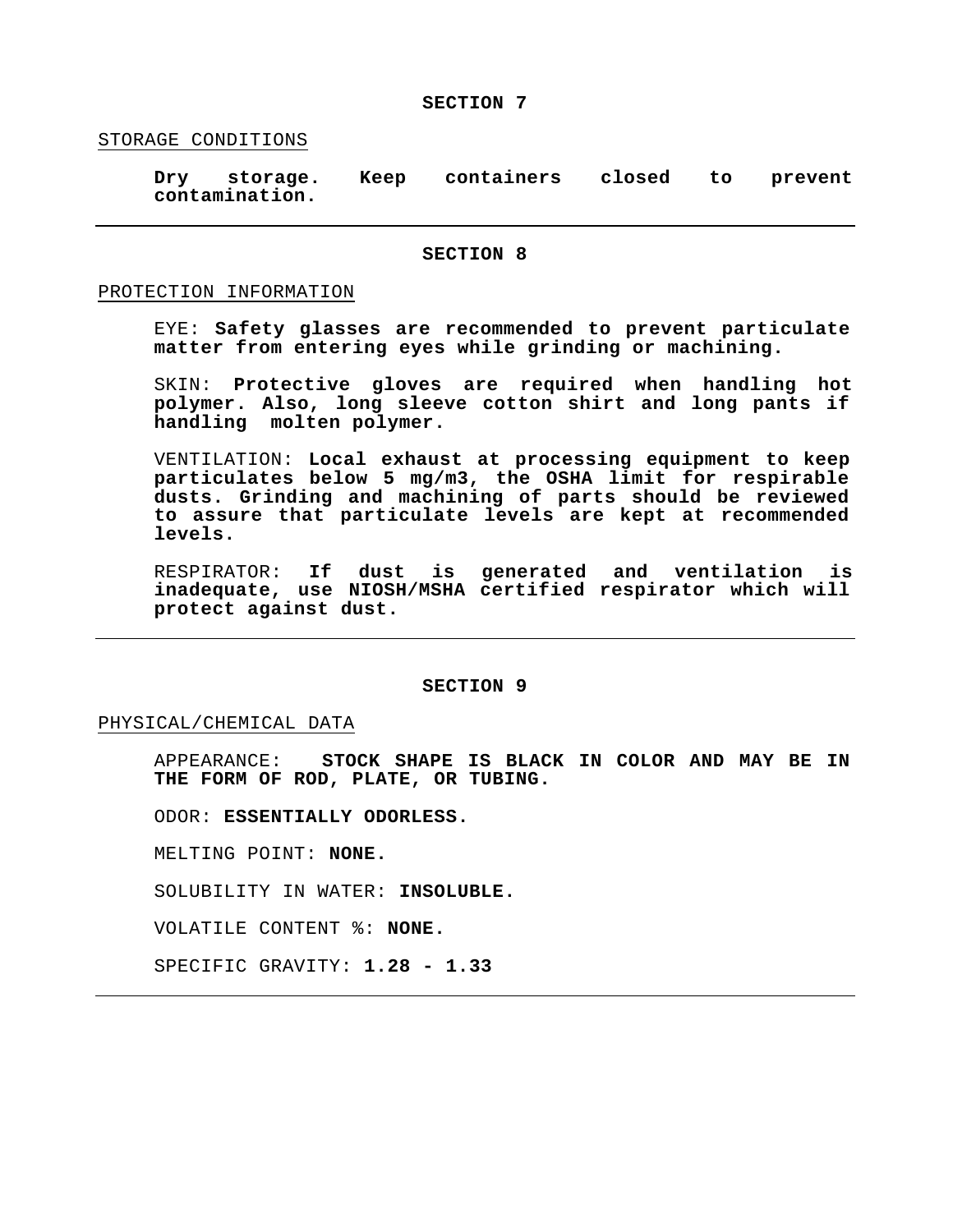## SECTION 7

STORAGE CONDITIONS

**Dry storage. Keep containers closed to prevent contamination.**

---

## SECTION 8

PROTECTION INFORMATION

EYE: **Safety glasses are recommended to prevent particulate matter from entering eyes while grinding or machining.**

SKIN: **Protective gloves are required when handling hot polymer. Also, long sleeve cotton shirt and long pants if handling molten polymer.**

VENTILATION: **Local exhaust at processing equipment to keep particulates below 5 mg/m3, the OSHA limit for respirable dusts. Grinding and machining of parts should be reviewed to assure that particulate levels are kept at recommended levels.**

RESPIRATOR: **If dust is generated and ventilation is inadequate, use NIOSH/MSHA certified respirator which will protect against dust.**

---

## SECTION 9

PHYSICAL/CHEMICAL DATA

APPEARANCE: **STOCK SHAPE IS BLACK IN COLOR AND MAY BE IN THE FORM OF ROD, PLATE, OR TUBING.**

ODOR: **ESSENTIALLY ODORLESS.**

MELTING POINT: **NONE.**

SOLUBILITY IN WATER: **INSOLUBLE.**

VOLATILE CONTENT %: **NONE.**

SPECIFIC GRAVITY: **1.28 - 1.33**

---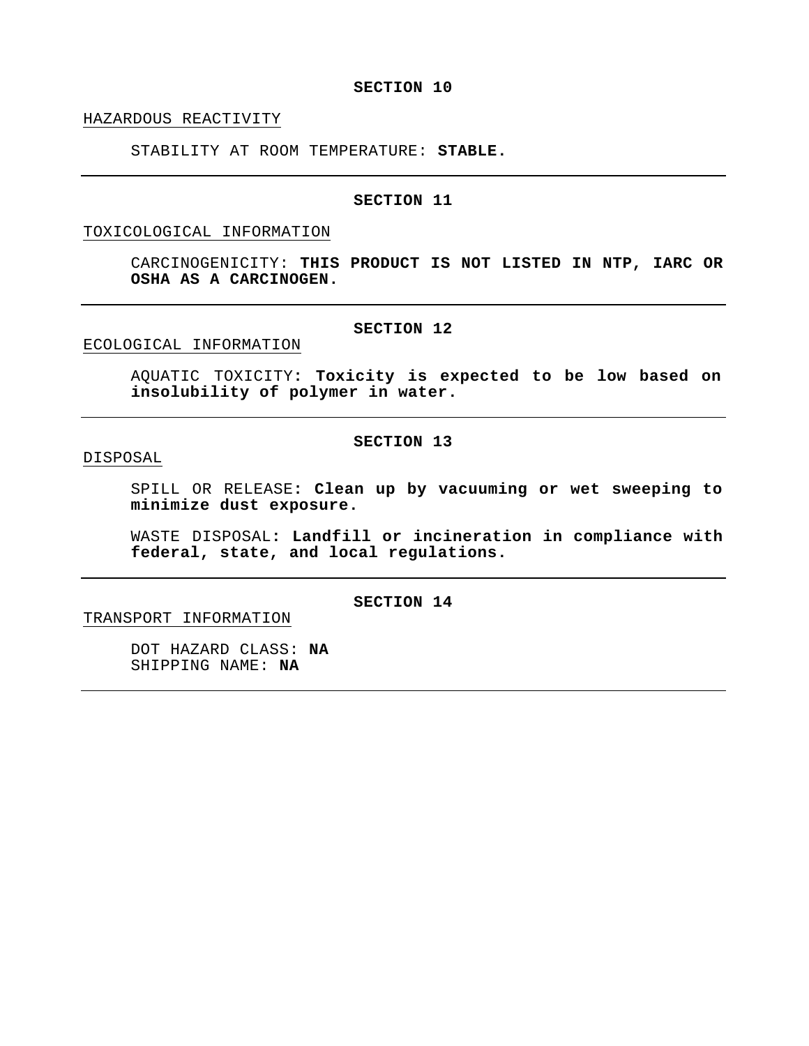## SECTION 10

HAZARDOUS REACTIVITY

STABILITY AT ROOM TEMPERATURE: **STABLE.**

---

## SECTION 11

TOXICOLOGICAL INFORMATION

CARCINOGENICITY: **THIS PRODUCT IS NOT LISTED IN NTP, IARC OR OSHA AS A CARCINOGEN.**

---

## SECTION 12

ECOLOGICAL INFORMATION

AQUATIC TOXICITY: **Toxicity is expected to be low based on insolubility of polymer in water.**

---

## SECTION 13

DISPOSAL

SPILL OR RELEASE: **Clean up by vacuuming or wet sweeping to minimize dust exposure.**

WASTE DISPOSAL: **Landfill or incineration in compliance with federal, state, and local regulations.**

---

## SECTION 14

TRANSPORT INFORMATION

DOT HAZARD CLASS: **NA**
SHIPPING NAME: **NA**

---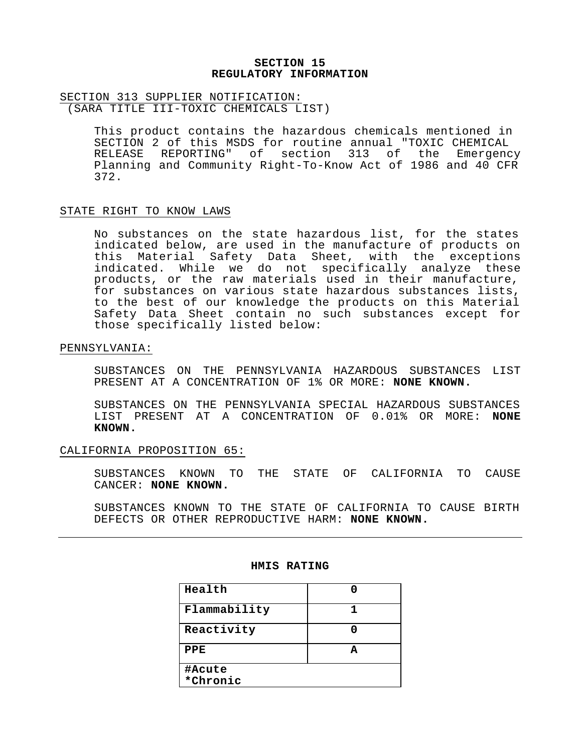## SECTION 15
## REGULATORY INFORMATION

SECTION 313 SUPPLIER NOTIFICATION:
(SARA TITLE III-TOXIC CHEMICALS LIST)

This product contains the hazardous chemicals mentioned in SECTION 2 of this MSDS for routine annual "TOXIC CHEMICAL RELEASE REPORTING" of section 313 of the Emergency Planning and Community Right-To-Know Act of 1986 and 40 CFR 372.

STATE RIGHT TO KNOW LAWS

No substances on the state hazardous list, for the states indicated below, are used in the manufacture of products on this Material Safety Data Sheet, with the exceptions indicated. While we do not specifically analyze these products, or the raw materials used in their manufacture, for substances on various state hazardous substances lists, to the best of our knowledge the products on this Material Safety Data Sheet contain no such substances except for those specifically listed below:

PENNSYLVANIA:

SUBSTANCES ON THE PENNSYLVANIA HAZARDOUS SUBSTANCES LIST PRESENT AT A CONCENTRATION OF 1% OR MORE: **NONE KNOWN.**

SUBSTANCES ON THE PENNSYLVANIA SPECIAL HAZARDOUS SUBSTANCES LIST PRESENT AT A CONCENTRATION OF 0.01% OR MORE: **NONE KNOWN.**

CALIFORNIA PROPOSITION 65:

SUBSTANCES KNOWN TO THE STATE OF CALIFORNIA TO CAUSE CANCER: **NONE KNOWN.**

SUBSTANCES KNOWN TO THE STATE OF CALIFORNIA TO CAUSE BIRTH DEFECTS OR OTHER REPRODUCTIVE HARM: **NONE KNOWN.**

---

**HMIS RATING**

| Health | 0 |
|---|---|
| Flammability | 1 |
| Reactivity | 0 |
| PPE | A |
| #Acute<br>*Chronic | |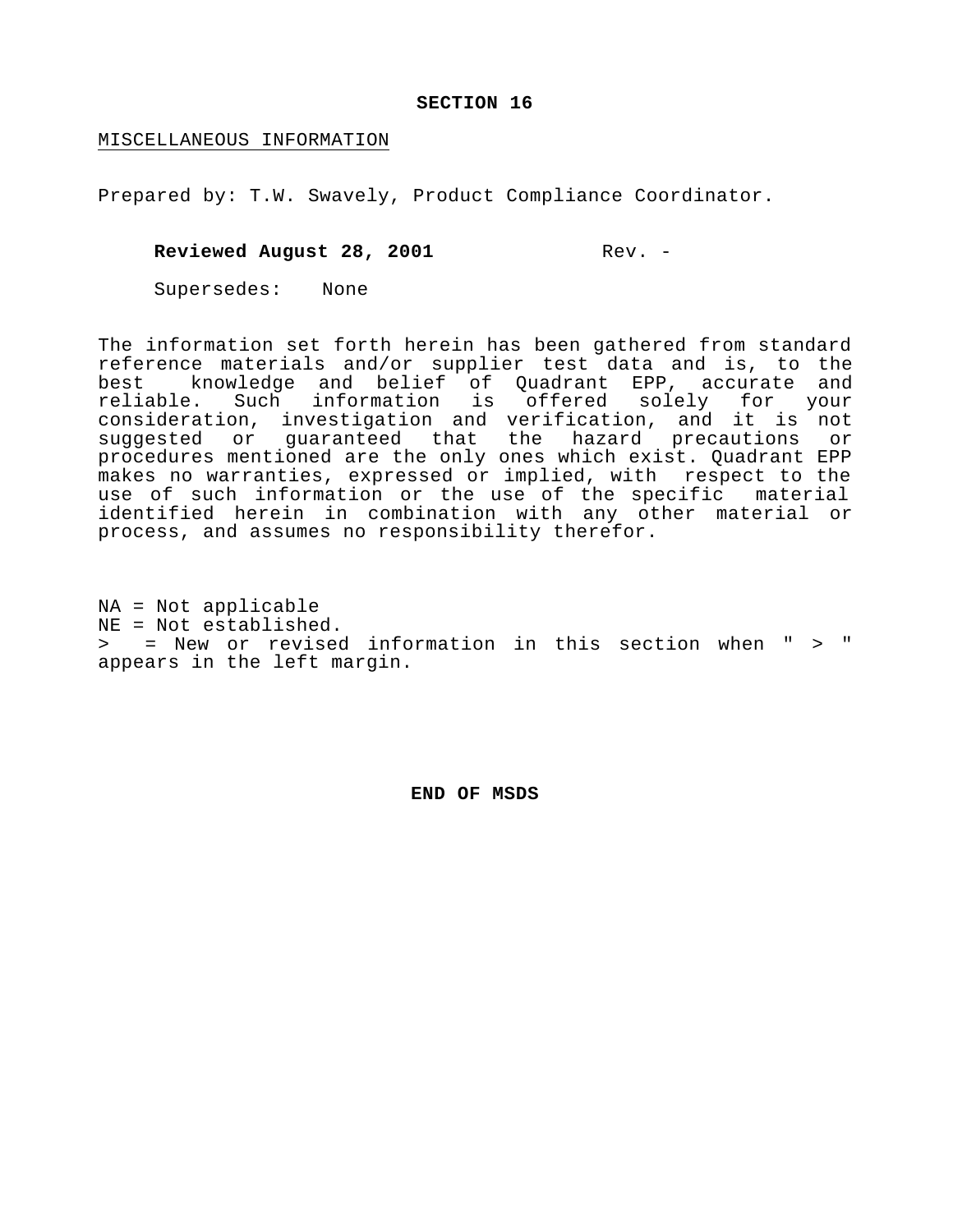## SECTION 16

MISCELLANEOUS INFORMATION

Prepared by: T.W. Swavely, Product Compliance Coordinator.

**Reviewed August 28, 2001** Rev. -

Supersedes: None

The information set forth herein has been gathered from standard reference materials and/or supplier test data and is, to the best knowledge and belief of Quadrant EPP, accurate and reliable. Such information is offered solely for your consideration, investigation and verification, and it is not suggested or guaranteed that the hazard precautions or procedures mentioned are the only ones which exist. Quadrant EPP makes no warranties, expressed or implied, with respect to the use of such information or the use of the specific material identified herein in combination with any other material or process, and assumes no responsibility therefor.

NA = Not applicable
NE = Not established.
> = New or revised information in this section when " > " appears in the left margin.

**END OF MSDS**